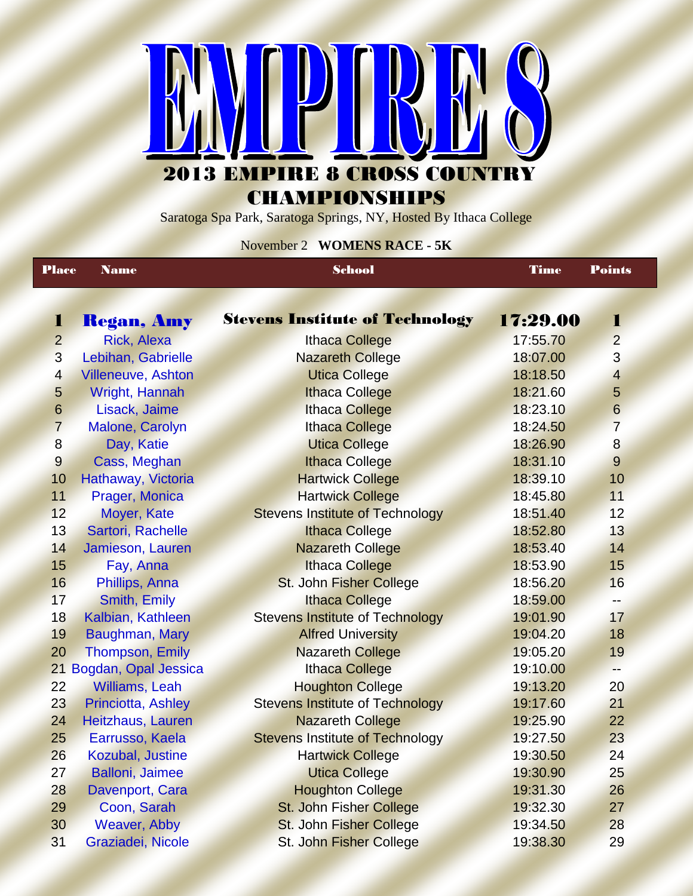# EMPIRE 8

## 2013 EMPIRE 8 CROSS COUNTRY CHAMPIONSHIPS

Saratoga Spa Park, Saratoga Springs, NY, Hosted By Ithaca College

November 2 **WOMENS RACE - 5K**

| Place | Name | School | Time | Points |
|---|---|---|---|---|
| **1** | **Regan, Amy** | **Stevens Institute of Technology** | **17:29.00** | **1** |
| 2 | Rick, Alexa | Ithaca College | 17:55.70 | 2 |
| 3 | Lebihan, Gabrielle | Nazareth College | 18:07.00 | 3 |
| 4 | Villeneuve, Ashton | Utica College | 18:18.50 | 4 |
| 5 | Wright, Hannah | Ithaca College | 18:21.60 | 5 |
| 6 | Lisack, Jaime | Ithaca College | 18:23.10 | 6 |
| 7 | Malone, Carolyn | Ithaca College | 18:24.50 | 7 |
| 8 | Day, Katie | Utica College | 18:26.90 | 8 |
| 9 | Cass, Meghan | Ithaca College | 18:31.10 | 9 |
| 10 | Hathaway, Victoria | Hartwick College | 18:39.10 | 10 |
| 11 | Prager, Monica | Hartwick College | 18:45.80 | 11 |
| 12 | Moyer, Kate | Stevens Institute of Technology | 18:51.40 | 12 |
| 13 | Sartori, Rachelle | Ithaca College | 18:52.80 | 13 |
| 14 | Jamieson, Lauren | Nazareth College | 18:53.40 | 14 |
| 15 | Fay, Anna | Ithaca College | 18:53.90 | 15 |
| 16 | Phillips, Anna | St. John Fisher College | 18:56.20 | 16 |
| 17 | Smith, Emily | Ithaca College | 18:59.00 | -- |
| 18 | Kalbian, Kathleen | Stevens Institute of Technology | 19:01.90 | 17 |
| 19 | Baughman, Mary | Alfred University | 19:04.20 | 18 |
| 20 | Thompson, Emily | Nazareth College | 19:05.20 | 19 |
| 21 | Bogdan, Opal Jessica | Ithaca College | 19:10.00 | -- |
| 22 | Williams, Leah | Houghton College | 19:13.20 | 20 |
| 23 | Princiotta, Ashley | Stevens Institute of Technology | 19:17.60 | 21 |
| 24 | Heitzhaus, Lauren | Nazareth College | 19:25.90 | 22 |
| 25 | Earrusso, Kaela | Stevens Institute of Technology | 19:27.50 | 23 |
| 26 | Kozubal, Justine | Hartwick College | 19:30.50 | 24 |
| 27 | Balloni, Jaimee | Utica College | 19:30.90 | 25 |
| 28 | Davenport, Cara | Houghton College | 19:31.30 | 26 |
| 29 | Coon, Sarah | St. John Fisher College | 19:32.30 | 27 |
| 30 | Weaver, Abby | St. John Fisher College | 19:34.50 | 28 |
| 31 | Graziadei, Nicole | St. John Fisher College | 19:38.30 | 29 |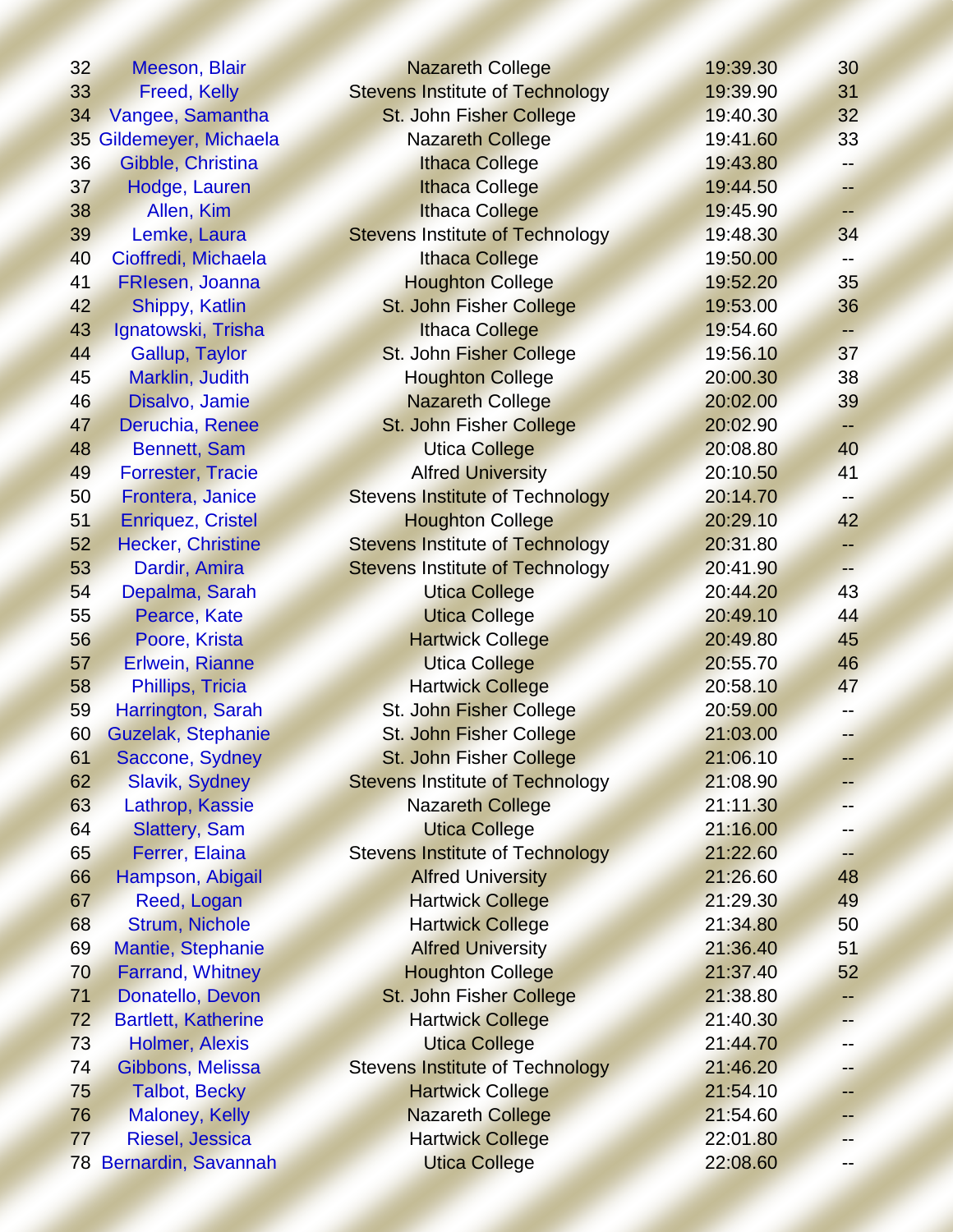| | | | | |
|---|---|---|---|---|
| 32 | Meeson, Blair | Nazareth College | 19:39.30 | 30 |
| 33 | Freed, Kelly | Stevens Institute of Technology | 19:39.90 | 31 |
| 34 | Vangee, Samantha | St. John Fisher College | 19:40.30 | 32 |
| 35 | Gildemeyer, Michaela | Nazareth College | 19:41.60 | 33 |
| 36 | Gibble, Christina | Ithaca College | 19:43.80 | -- |
| 37 | Hodge, Lauren | Ithaca College | 19:44.50 | -- |
| 38 | Allen, Kim | Ithaca College | 19:45.90 | -- |
| 39 | Lemke, Laura | Stevens Institute of Technology | 19:48.30 | 34 |
| 40 | Cioffredi, Michaela | Ithaca College | 19:50.00 | -- |
| 41 | FRIesen, Joanna | Houghton College | 19:52.20 | 35 |
| 42 | Shippy, Katlin | St. John Fisher College | 19:53.00 | 36 |
| 43 | Ignatowski, Trisha | Ithaca College | 19:54.60 | -- |
| 44 | Gallup, Taylor | St. John Fisher College | 19:56.10 | 37 |
| 45 | Marklin, Judith | Houghton College | 20:00.30 | 38 |
| 46 | Disalvo, Jamie | Nazareth College | 20:02.00 | 39 |
| 47 | Deruchia, Renee | St. John Fisher College | 20:02.90 | -- |
| 48 | Bennett, Sam | Utica College | 20:08.80 | 40 |
| 49 | Forrester, Tracie | Alfred University | 20:10.50 | 41 |
| 50 | Frontera, Janice | Stevens Institute of Technology | 20:14.70 | -- |
| 51 | Enriquez, Cristel | Houghton College | 20:29.10 | 42 |
| 52 | Hecker, Christine | Stevens Institute of Technology | 20:31.80 | -- |
| 53 | Dardir, Amira | Stevens Institute of Technology | 20:41.90 | -- |
| 54 | Depalma, Sarah | Utica College | 20:44.20 | 43 |
| 55 | Pearce, Kate | Utica College | 20:49.10 | 44 |
| 56 | Poore, Krista | Hartwick College | 20:49.80 | 45 |
| 57 | Erlwein, Rianne | Utica College | 20:55.70 | 46 |
| 58 | Phillips, Tricia | Hartwick College | 20:58.10 | 47 |
| 59 | Harrington, Sarah | St. John Fisher College | 20:59.00 | -- |
| 60 | Guzelak, Stephanie | St. John Fisher College | 21:03.00 | -- |
| 61 | Saccone, Sydney | St. John Fisher College | 21:06.10 | -- |
| 62 | Slavik, Sydney | Stevens Institute of Technology | 21:08.90 | -- |
| 63 | Lathrop, Kassie | Nazareth College | 21:11.30 | -- |
| 64 | Slattery, Sam | Utica College | 21:16.00 | -- |
| 65 | Ferrer, Elaina | Stevens Institute of Technology | 21:22.60 | -- |
| 66 | Hampson, Abigail | Alfred University | 21:26.60 | 48 |
| 67 | Reed, Logan | Hartwick College | 21:29.30 | 49 |
| 68 | Strum, Nichole | Hartwick College | 21:34.80 | 50 |
| 69 | Mantie, Stephanie | Alfred University | 21:36.40 | 51 |
| 70 | Farrand, Whitney | Houghton College | 21:37.40 | 52 |
| 71 | Donatello, Devon | St. John Fisher College | 21:38.80 | -- |
| 72 | Bartlett, Katherine | Hartwick College | 21:40.30 | -- |
| 73 | Holmer, Alexis | Utica College | 21:44.70 | -- |
| 74 | Gibbons, Melissa | Stevens Institute of Technology | 21:46.20 | -- |
| 75 | Talbot, Becky | Hartwick College | 21:54.10 | -- |
| 76 | Maloney, Kelly | Nazareth College | 21:54.60 | -- |
| 77 | Riesel, Jessica | Hartwick College | 22:01.80 | -- |
| 78 | Bernardin, Savannah | Utica College | 22:08.60 | -- |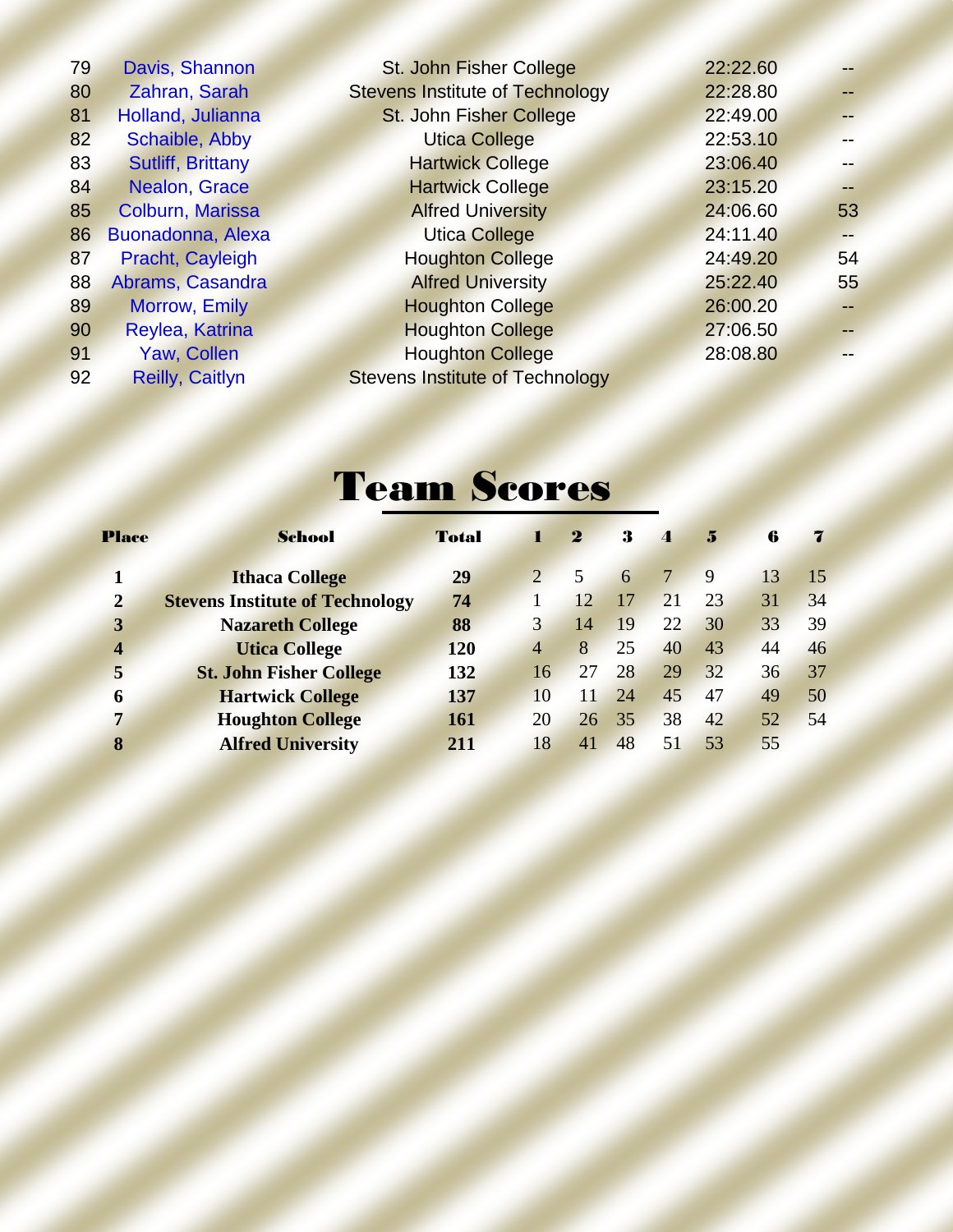| | | | | |
|---|---|---|---|---|
| 79 | Davis, Shannon | St. John Fisher College | 22:22.60 | -- |
| 80 | Zahran, Sarah | Stevens Institute of Technology | 22:28.80 | -- |
| 81 | Holland, Julianna | St. John Fisher College | 22:49.00 | -- |
| 82 | Schaible, Abby | Utica College | 22:53.10 | -- |
| 83 | Sutliff, Brittany | Hartwick College | 23:06.40 | -- |
| 84 | Nealon, Grace | Hartwick College | 23:15.20 | -- |
| 85 | Colburn, Marissa | Alfred University | 24:06.60 | 53 |
| 86 | Buonadonna, Alexa | Utica College | 24:11.40 | -- |
| 87 | Pracht, Cayleigh | Houghton College | 24:49.20 | 54 |
| 88 | Abrams, Casandra | Alfred University | 25:22.40 | 55 |
| 89 | Morrow, Emily | Houghton College | 26:00.20 | -- |
| 90 | Reylea, Katrina | Houghton College | 27:06.50 | -- |
| 91 | Yaw, Collen | Houghton College | 28:08.80 | -- |
| 92 | Reilly, Caitlyn | Stevens Institute of Technology | | |

# Team Scores

| Place | School | Total | 1 | 2 | 3 | 4 | 5 | 6 | 7 |
|---|---|---|---|---|---|---|---|---|---|
| **1** | **Ithaca College** | **29** | 2 | 5 | 6 | 7 | 9 | 13 | 15 |
| **2** | **Stevens Institute of Technology** | **74** | 1 | 12 | 17 | 21 | 23 | 31 | 34 |
| **3** | **Nazareth College** | **88** | 3 | 14 | 19 | 22 | 30 | 33 | 39 |
| **4** | **Utica College** | **120** | 4 | 8 | 25 | 40 | 43 | 44 | 46 |
| **5** | **St. John Fisher College** | **132** | 16 | 27 | 28 | 29 | 32 | 36 | 37 |
| **6** | **Hartwick College** | **137** | 10 | 11 | 24 | 45 | 47 | 49 | 50 |
| **7** | **Houghton College** | **161** | 20 | 26 | 35 | 38 | 42 | 52 | 54 |
| **8** | **Alfred University** | **211** | 18 | 41 | 48 | 51 | 53 | 55 | |